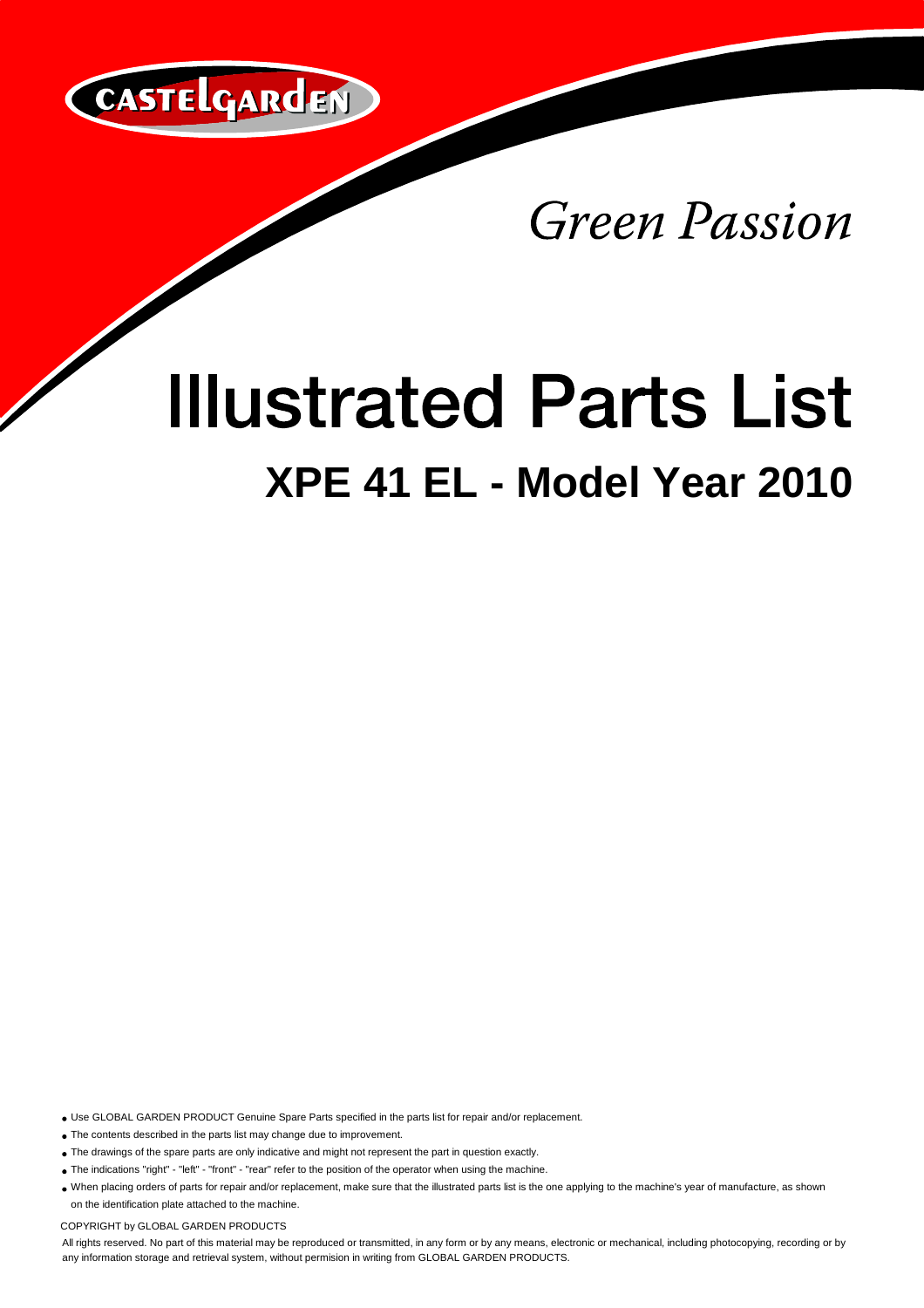CASTELGARDEN

*Green Passion*

# Illustrated Parts List

## XPE 41 EL - Model Year 2010

- Use GLOBAL GARDEN PRODUCT Genuine Spare Parts specified in the parts list for repair and/or replacement.
- The contents described in the parts list may change due to improvement.
- The drawings of the spare parts are only indicative and might not represent the part in question exactly.
- The indications "right" - "left" - "front" - "rear" refer to the position of the operator when using the machine.
- When placing orders of parts for repair and/or replacement, make sure that the illustrated parts list is the one applying to the machine's year of manufacture, as shown on the identification plate attached to the machine.

COPYRIGHT by GLOBAL GARDEN PRODUCTS

All rights reserved. No part of this material may be reproduced or transmitted, in any form or by any means, electronic or mechanical, including photocopying, recording or by any information storage and retrieval system, without permision in writing from GLOBAL GARDEN PRODUCTS.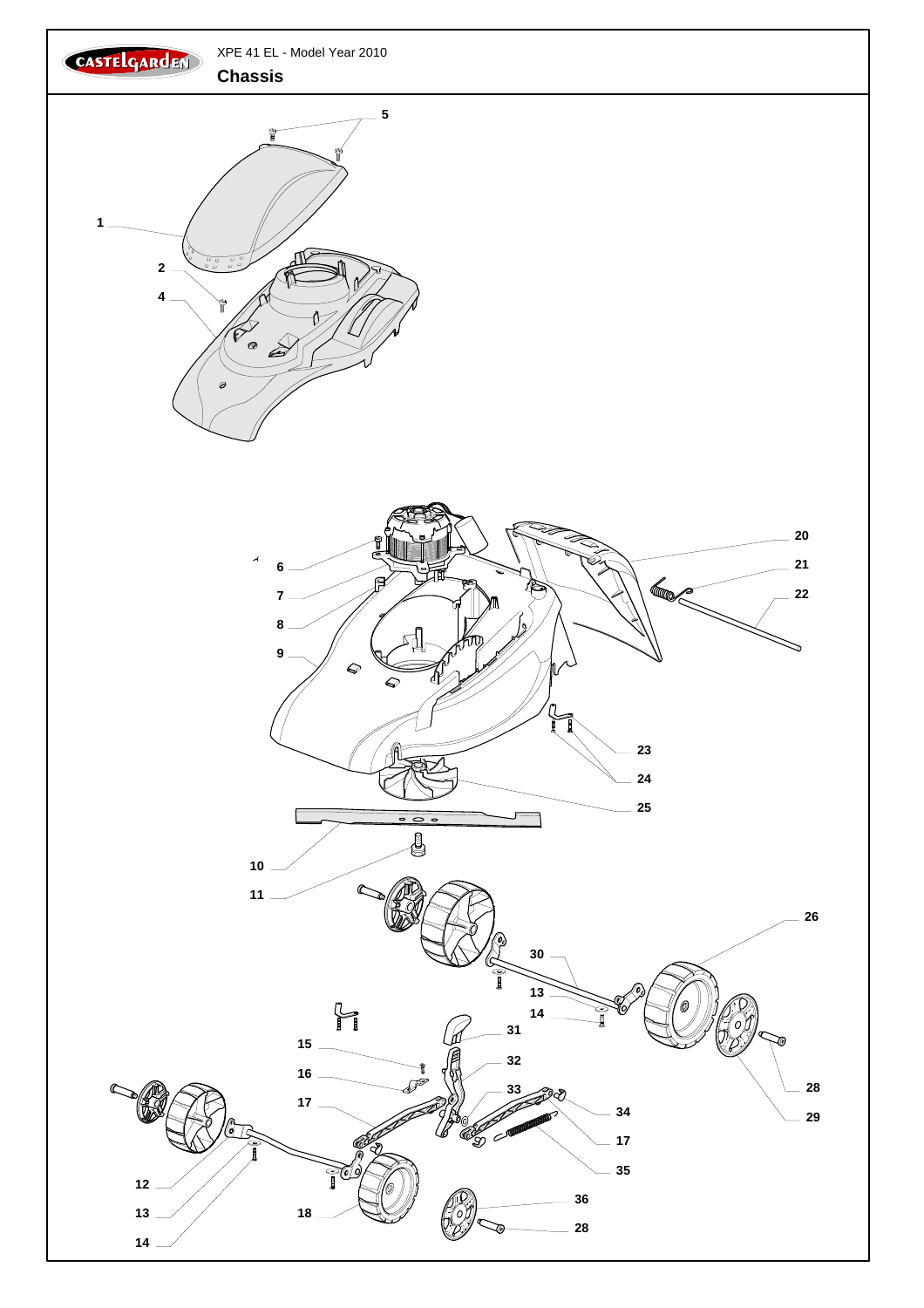XPE 41 EL - Model Year 2010

## Chassis

5

1

2

4

6

7

8

9

20

21

22

23

24

25

10

11

26

30

13

14

31

15

32

16

33

17

34

28

29

17

35

12

13

14

18

36

28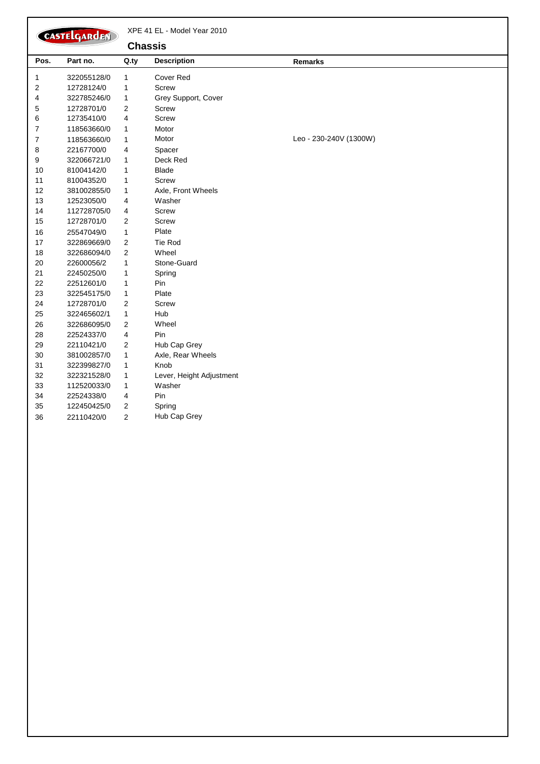CASTELGARDEN

XPE 41 EL - Model Year 2010

## Chassis

| Pos. | Part no. | Q.ty | Description | Remarks |
|---|---|---|---|---|
| 1 | 322055128/0 | 1 | Cover Red | |
| 2 | 12728124/0 | 1 | Screw | |
| 4 | 322785246/0 | 1 | Grey Support, Cover | |
| 5 | 12728701/0 | 2 | Screw | |
| 6 | 12735410/0 | 4 | Screw | |
| 7 | 118563660/0 | 1 | Motor | |
| 7 | 118563660/0 | 1 | Motor | Leo - 230-240V (1300W) |
| 8 | 22167700/0 | 4 | Spacer | |
| 9 | 322066721/0 | 1 | Deck Red | |
| 10 | 81004142/0 | 1 | Blade | |
| 11 | 81004352/0 | 1 | Screw | |
| 12 | 381002855/0 | 1 | Axle, Front Wheels | |
| 13 | 12523050/0 | 4 | Washer | |
| 14 | 112728705/0 | 4 | Screw | |
| 15 | 12728701/0 | 2 | Screw | |
| 16 | 25547049/0 | 1 | Plate | |
| 17 | 322869669/0 | 2 | Tie Rod | |
| 18 | 322686094/0 | 2 | Wheel | |
| 20 | 22600056/2 | 1 | Stone-Guard | |
| 21 | 22450250/0 | 1 | Spring | |
| 22 | 22512601/0 | 1 | Pin | |
| 23 | 322545175/0 | 1 | Plate | |
| 24 | 12728701/0 | 2 | Screw | |
| 25 | 322465602/1 | 1 | Hub | |
| 26 | 322686095/0 | 2 | Wheel | |
| 28 | 22524337/0 | 4 | Pin | |
| 29 | 22110421/0 | 2 | Hub Cap Grey | |
| 30 | 381002857/0 | 1 | Axle, Rear Wheels | |
| 31 | 322399827/0 | 1 | Knob | |
| 32 | 322321528/0 | 1 | Lever, Height Adjustment | |
| 33 | 112520033/0 | 1 | Washer | |
| 34 | 22524338/0 | 4 | Pin | |
| 35 | 122450425/0 | 2 | Spring | |
| 36 | 22110420/0 | 2 | Hub Cap Grey | |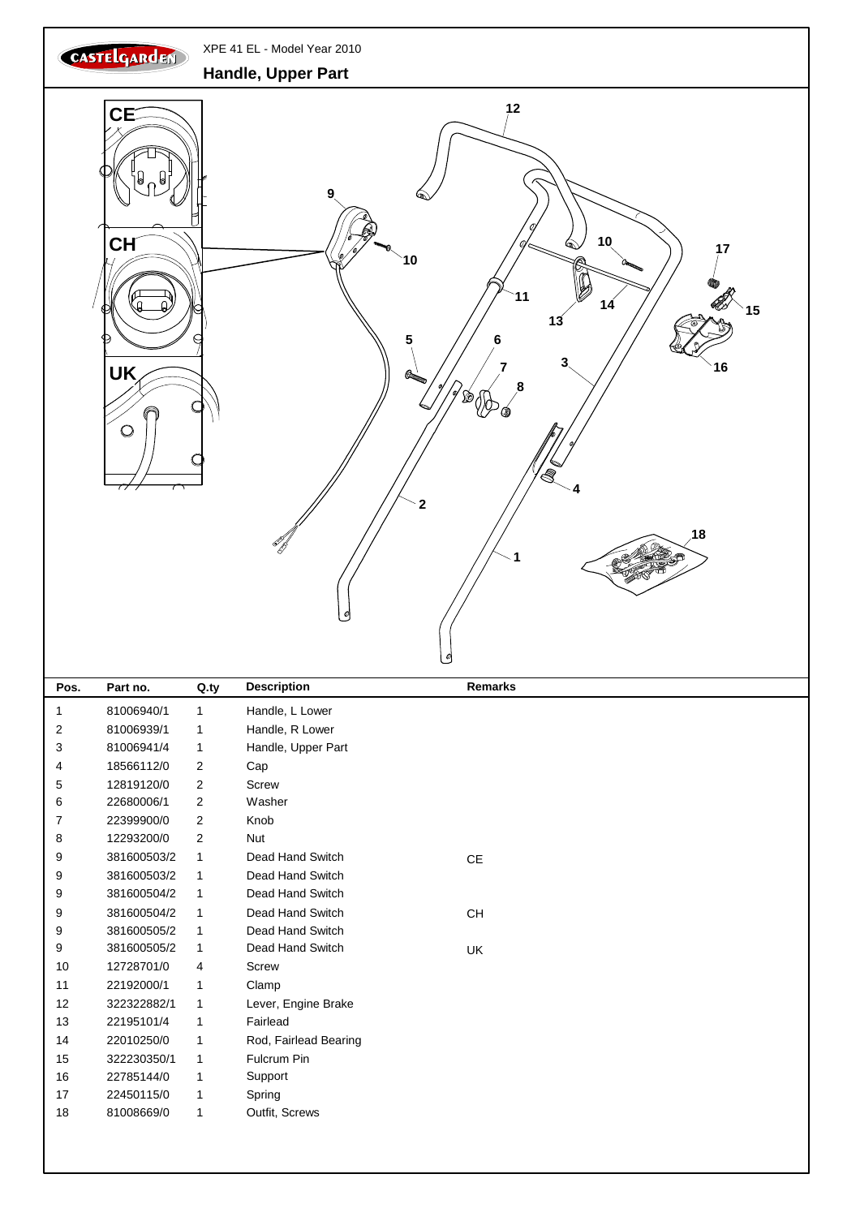XPE 41 EL - Model Year 2010

## Handle, Upper Part

| Pos. | Part no. | Q.ty | Description | Remarks |
|---|---|---|---|---|
| 1 | 81006940/1 | 1 | Handle, L Lower | |
| 2 | 81006939/1 | 1 | Handle, R Lower | |
| 3 | 81006941/4 | 1 | Handle, Upper Part | |
| 4 | 18566112/0 | 2 | Cap | |
| 5 | 12819120/0 | 2 | Screw | |
| 6 | 22680006/1 | 2 | Washer | |
| 7 | 22399900/0 | 2 | Knob | |
| 8 | 12293200/0 | 2 | Nut | |
| 9 | 381600503/2 | 1 | Dead Hand Switch | CE |
| 9 | 381600503/2 | 1 | Dead Hand Switch | |
| 9 | 381600504/2 | 1 | Dead Hand Switch | |
| 9 | 381600504/2 | 1 | Dead Hand Switch | CH |
| 9 | 381600505/2 | 1 | Dead Hand Switch | |
| 9 | 381600505/2 | 1 | Dead Hand Switch | UK |
| 10 | 12728701/0 | 4 | Screw | |
| 11 | 22192000/1 | 1 | Clamp | |
| 12 | 322322882/1 | 1 | Lever, Engine Brake | |
| 13 | 22195101/4 | 1 | Fairlead | |
| 14 | 22010250/0 | 1 | Rod, Fairlead Bearing | |
| 15 | 322230350/1 | 1 | Fulcrum Pin | |
| 16 | 22785144/0 | 1 | Support | |
| 17 | 22450115/0 | 1 | Spring | |
| 18 | 81008669/0 | 1 | Outfit, Screws | |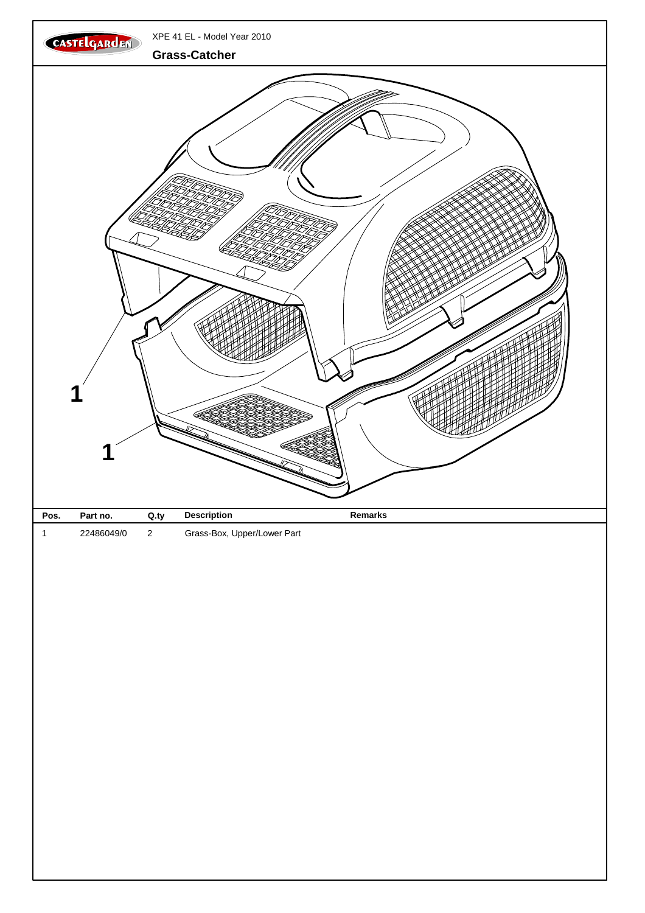XPE 41 EL - Model Year 2010

## Grass-Catcher

1

1

| Pos. | Part no. | Q.ty | Description | Remarks |
|---|---|---|---|---|
| 1 | 22486049/0 | 2 | Grass-Box, Upper/Lower Part | |